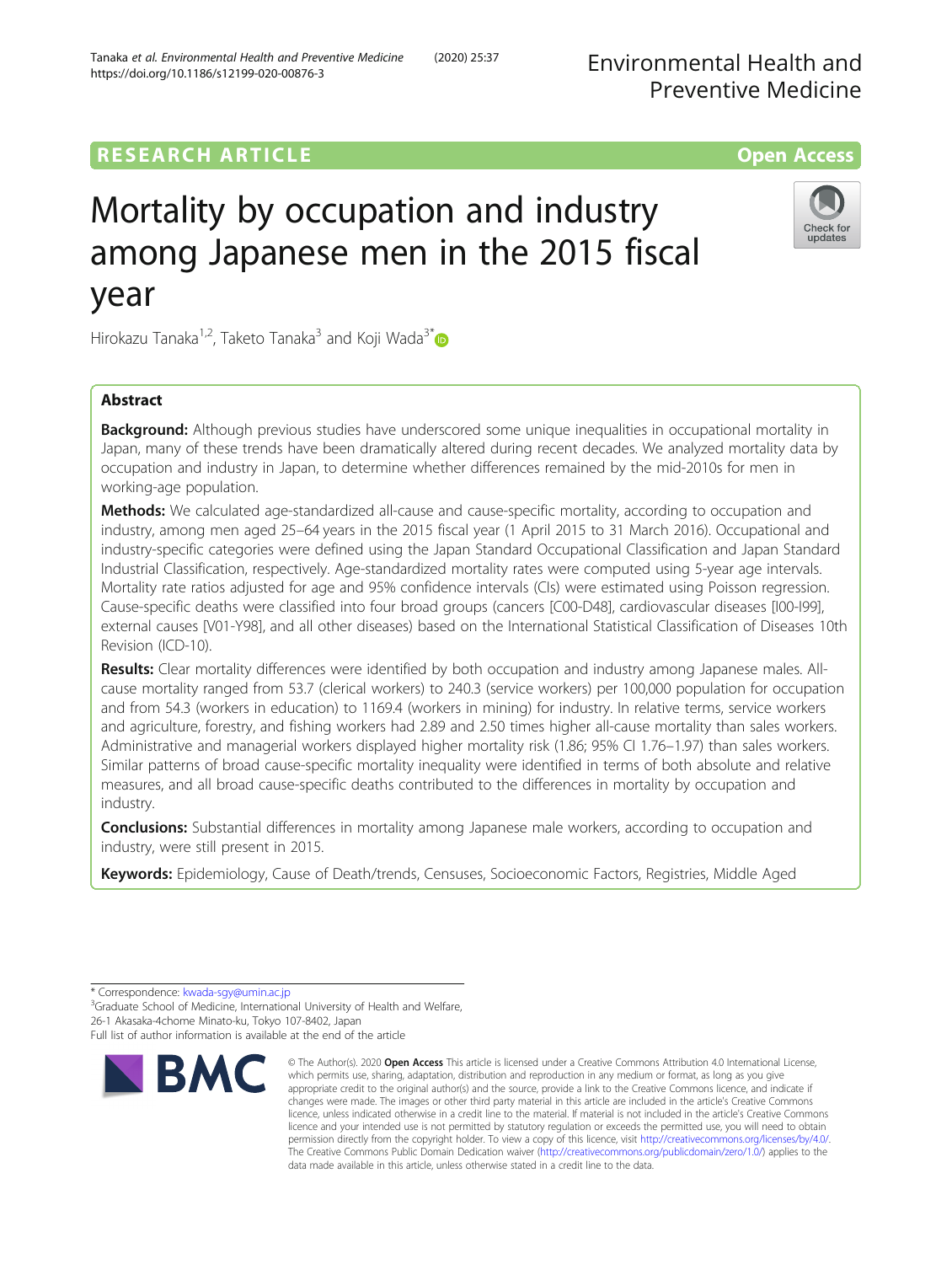RESEARCH ARTICLE

Open Access

# Mortality by occupation and industry among Japanese men in the 2015 fiscal year

Hirokazu Tanaka[1,2], Taketo Tanaka[3] and Koji Wada[3*]

## Abstract

**Background:** Although previous studies have underscored some unique inequalities in occupational mortality in Japan, many of these trends have been dramatically altered during recent decades. We analyzed mortality data by occupation and industry in Japan, to determine whether differences remained by the mid-2010s for men in working-age population.

**Methods:** We calculated age-standardized all-cause and cause-specific mortality, according to occupation and industry, among men aged 25–64 years in the 2015 fiscal year (1 April 2015 to 31 March 2016). Occupational and industry-specific categories were defined using the Japan Standard Occupational Classification and Japan Standard Industrial Classification, respectively. Age-standardized mortality rates were computed using 5-year age intervals. Mortality rate ratios adjusted for age and 95% confidence intervals (CIs) were estimated using Poisson regression. Cause-specific deaths were classified into four broad groups (cancers [C00-D48], cardiovascular diseases [I00-I99], external causes [V01-Y98], and all other diseases) based on the International Statistical Classification of Diseases 10th Revision (ICD-10).

**Results:** Clear mortality differences were identified by both occupation and industry among Japanese males. All-cause mortality ranged from 53.7 (clerical workers) to 240.3 (service workers) per 100,000 population for occupation and from 54.3 (workers in education) to 1169.4 (workers in mining) for industry. In relative terms, service workers and agriculture, forestry, and fishing workers had 2.89 and 2.50 times higher all-cause mortality than sales workers. Administrative and managerial workers displayed higher mortality risk (1.86; 95% CI 1.76–1.97) than sales workers. Similar patterns of broad cause-specific mortality inequality were identified in terms of both absolute and relative measures, and all broad cause-specific deaths contributed to the differences in mortality by occupation and industry.

**Conclusions:** Substantial differences in mortality among Japanese male workers, according to occupation and industry, were still present in 2015.

**Keywords:** Epidemiology, Cause of Death/trends, Censuses, Socioeconomic Factors, Registries, Middle Aged

---

\* Correspondence: kwada-sgy@umin.ac.jp

[3]Graduate School of Medicine, International University of Health and Welfare, 26-1 Akasaka-4chome Minato-ku, Tokyo 107-8402, Japan

Full list of author information is available at the end of the article

© The Author(s). 2020 **Open Access** This article is licensed under a Creative Commons Attribution 4.0 International License, which permits use, sharing, adaptation, distribution and reproduction in any medium or format, as long as you give appropriate credit to the original author(s) and the source, provide a link to the Creative Commons licence, and indicate if changes were made. The images or other third party material in this article are included in the article's Creative Commons licence, unless indicated otherwise in a credit line to the material. If material is not included in the article's Creative Commons licence and your intended use is not permitted by statutory regulation or exceeds the permitted use, you will need to obtain permission directly from the copyright holder. To view a copy of this licence, visit http://creativecommons.org/licenses/by/4.0/. The Creative Commons Public Domain Dedication waiver (http://creativecommons.org/publicdomain/zero/1.0/) applies to the data made available in this article, unless otherwise stated in a credit line to the data.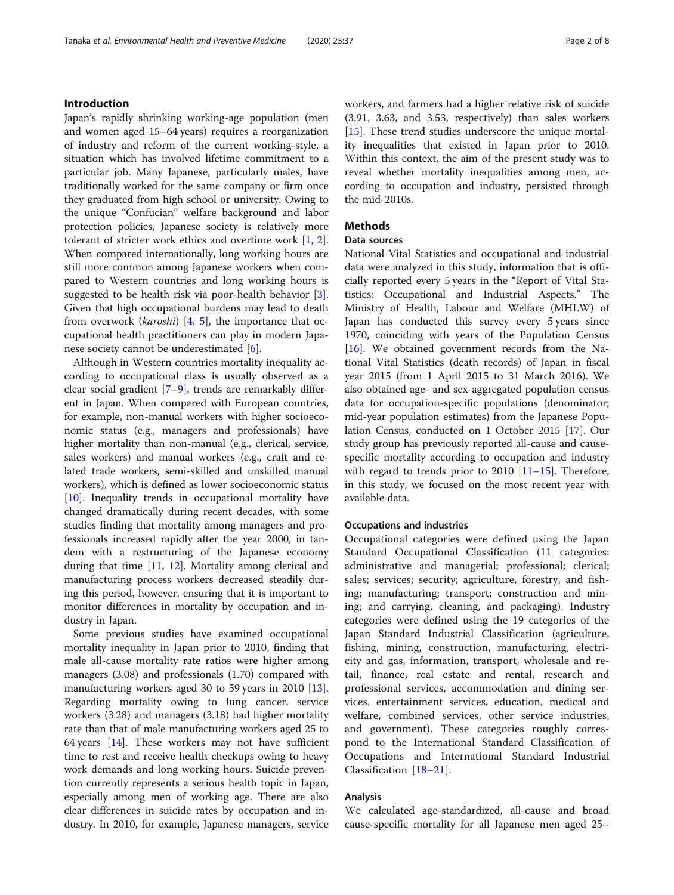## Introduction

Japan's rapidly shrinking working-age population (men and women aged 15–64 years) requires a reorganization of industry and reform of the current working-style, a situation which has involved lifetime commitment to a particular job. Many Japanese, particularly males, have traditionally worked for the same company or firm once they graduated from high school or university. Owing to the unique "Confucian" welfare background and labor protection policies, Japanese society is relatively more tolerant of stricter work ethics and overtime work [1, 2]. When compared internationally, long working hours are still more common among Japanese workers when compared to Western countries and long working hours is suggested to be health risk via poor-health behavior [3]. Given that high occupational burdens may lead to death from overwork (*karoshi*) [4, 5], the importance that occupational health practitioners can play in modern Japanese society cannot be underestimated [6].

Although in Western countries mortality inequality according to occupational class is usually observed as a clear social gradient [7–9], trends are remarkably different in Japan. When compared with European countries, for example, non-manual workers with higher socioeconomic status (e.g., managers and professionals) have higher mortality than non-manual (e.g., clerical, service, sales workers) and manual workers (e.g., craft and related trade workers, semi-skilled and unskilled manual workers), which is defined as lower socioeconomic status [10]. Inequality trends in occupational mortality have changed dramatically during recent decades, with some studies finding that mortality among managers and professionals increased rapidly after the year 2000, in tandem with a restructuring of the Japanese economy during that time [11, 12]. Mortality among clerical and manufacturing process workers decreased steadily during this period, however, ensuring that it is important to monitor differences in mortality by occupation and industry in Japan.

Some previous studies have examined occupational mortality inequality in Japan prior to 2010, finding that male all-cause mortality rate ratios were higher among managers (3.08) and professionals (1.70) compared with manufacturing workers aged 30 to 59 years in 2010 [13]. Regarding mortality owing to lung cancer, service workers (3.28) and managers (3.18) had higher mortality rate than that of male manufacturing workers aged 25 to 64 years [14]. These workers may not have sufficient time to rest and receive health checkups owing to heavy work demands and long working hours. Suicide prevention currently represents a serious health topic in Japan, especially among men of working age. There are also clear differences in suicide rates by occupation and industry. In 2010, for example, Japanese managers, service workers, and farmers had a higher relative risk of suicide (3.91, 3.63, and 3.53, respectively) than sales workers [15]. These trend studies underscore the unique mortality inequalities that existed in Japan prior to 2010. Within this context, the aim of the present study was to reveal whether mortality inequalities among men, according to occupation and industry, persisted through the mid-2010s.

## Methods

### Data sources

National Vital Statistics and occupational and industrial data were analyzed in this study, information that is officially reported every 5 years in the "Report of Vital Statistics: Occupational and Industrial Aspects." The Ministry of Health, Labour and Welfare (MHLW) of Japan has conducted this survey every 5 years since 1970, coinciding with years of the Population Census [16]. We obtained government records from the National Vital Statistics (death records) of Japan in fiscal year 2015 (from 1 April 2015 to 31 March 2016). We also obtained age- and sex-aggregated population census data for occupation-specific populations (denominator; mid-year population estimates) from the Japanese Population Census, conducted on 1 October 2015 [17]. Our study group has previously reported all-cause and cause-specific mortality according to occupation and industry with regard to trends prior to 2010 [11–15]. Therefore, in this study, we focused on the most recent year with available data.

### Occupations and industries

Occupational categories were defined using the Japan Standard Occupational Classification (11 categories: administrative and managerial; professional; clerical; sales; services; security; agriculture, forestry, and fishing; manufacturing; transport; construction and mining; and carrying, cleaning, and packaging). Industry categories were defined using the 19 categories of the Japan Standard Industrial Classification (agriculture, fishing, mining, construction, manufacturing, electricity and gas, information, transport, wholesale and retail, finance, real estate and rental, research and professional services, accommodation and dining services, entertainment services, education, medical and welfare, combined services, other service industries, and government). These categories roughly correspond to the International Standard Classification of Occupations and International Standard Industrial Classification [18–21].

### Analysis

We calculated age-standardized, all-cause and broad cause-specific mortality for all Japanese men aged 25–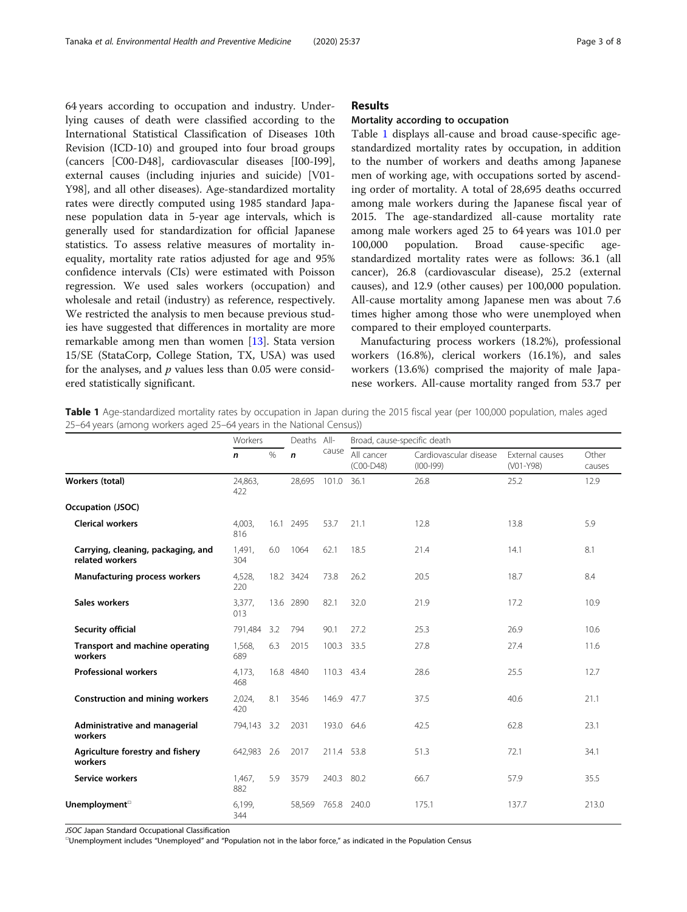64 years according to occupation and industry. Underlying causes of death were classified according to the International Statistical Classification of Diseases 10th Revision (ICD-10) and grouped into four broad groups (cancers [C00-D48], cardiovascular diseases [I00-I99], external causes (including injuries and suicide) [V01-Y98], and all other diseases). Age-standardized mortality rates were directly computed using 1985 standard Japanese population data in 5-year age intervals, which is generally used for standardization for official Japanese statistics. To assess relative measures of mortality inequality, mortality rate ratios adjusted for age and 95% confidence intervals (CIs) were estimated with Poisson regression. We used sales workers (occupation) and wholesale and retail (industry) as reference, respectively. We restricted the analysis to men because previous studies have suggested that differences in mortality are more remarkable among men than women [13]. Stata version 15/SE (StataCorp, College Station, TX, USA) was used for the analyses, and $p$ values less than 0.05 were considered statistically significant.

## Results

### Mortality according to occupation

Table 1 displays all-cause and broad cause-specific age-standardized mortality rates by occupation, in addition to the number of workers and deaths among Japanese men of working age, with occupations sorted by ascending order of mortality. A total of 28,695 deaths occurred among male workers during the Japanese fiscal year of 2015. The age-standardized all-cause mortality rate among male workers aged 25 to 64 years was 101.0 per 100,000 population. Broad cause-specific age-standardized mortality rates were as follows: 36.1 (all cancer), 26.8 (cardiovascular disease), 25.2 (external causes), and 12.9 (other causes) per 100,000 population. All-cause mortality among Japanese men was about 7.6 times higher among those who were unemployed when compared to their employed counterparts.

Manufacturing process workers (18.2%), professional workers (16.8%), clerical workers (16.1%), and sales workers (13.6%) comprised the majority of male Japanese workers. All-cause mortality ranged from 53.7 per

**Table 1** Age-standardized mortality rates by occupation in Japan during the 2015 fiscal year (per 100,000 population, males aged 25–64 years (among workers aged 25–64 years in the National Census))

| | Workers | | Deaths | All-cause | Broad, cause-specific death | | | |
|---|---|---|---|---|---|---|---|---|
| | *n* | % | *n* | | All cancer (C00-D48) | Cardiovascular disease (I00-I99) | External causes (V01-Y98) | Other causes |
| **Workers (total)** | 24,863,422 | | 28,695 | 101.0 | 36.1 | 26.8 | 25.2 | 12.9 |
| **Occupation (JSOC)** | | | | | | | | |
| **Clerical workers** | 4,003,816 | 16.1 | 2495 | 53.7 | 21.1 | 12.8 | 13.8 | 5.9 |
| **Carrying, cleaning, packaging, and related workers** | 1,491,304 | 6.0 | 1064 | 62.1 | 18.5 | 21.4 | 14.1 | 8.1 |
| **Manufacturing process workers** | 4,528,220 | 18.2 | 3424 | 73.8 | 26.2 | 20.5 | 18.7 | 8.4 |
| **Sales workers** | 3,377,013 | 13.6 | 2890 | 82.1 | 32.0 | 21.9 | 17.2 | 10.9 |
| **Security official** | 791,484 | 3.2 | 794 | 90.1 | 27.2 | 25.3 | 26.9 | 10.6 |
| **Transport and machine operating workers** | 1,568,689 | 6.3 | 2015 | 100.3 | 33.5 | 27.8 | 27.4 | 11.6 |
| **Professional workers** | 4,173,468 | 16.8 | 4840 | 110.3 | 43.4 | 28.6 | 25.5 | 12.7 |
| **Construction and mining workers** | 2,024,420 | 8.1 | 3546 | 146.9 | 47.7 | 37.5 | 40.6 | 21.1 |
| **Administrative and managerial workers** | 794,143 | 3.2 | 2031 | 193.0 | 64.6 | 42.5 | 62.8 | 23.1 |
| **Agriculture forestry and fishery workers** | 642,983 | 2.6 | 2017 | 211.4 | 53.8 | 51.3 | 72.1 | 34.1 |
| **Service workers** | 1,467,882 | 5.9 | 3579 | 240.3 | 80.2 | 66.7 | 57.9 | 35.5 |
| **Unemployment**[a] | 6,199,344 | | 58,569 | 765.8 | 240.0 | 175.1 | 137.7 | 213.0 |

*JSOC* Japan Standard Occupational Classification

[a]Unemployment includes "Unemployed" and "Population not in the labor force," as indicated in the Population Census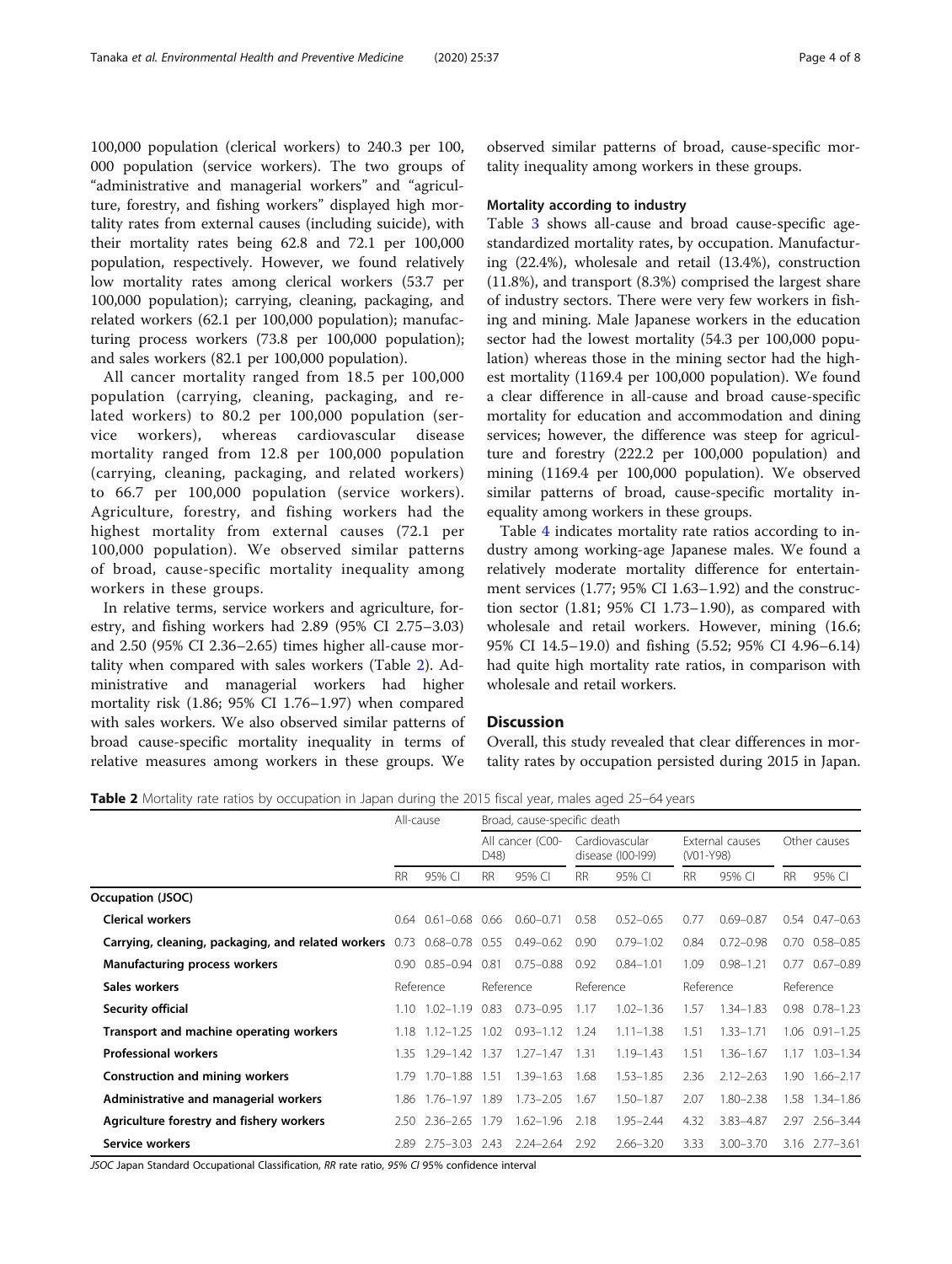100,000 population (clerical workers) to 240.3 per 100, 000 population (service workers). The two groups of "administrative and managerial workers" and "agriculture, forestry, and fishing workers" displayed high mortality rates from external causes (including suicide), with their mortality rates being 62.8 and 72.1 per 100,000 population, respectively. However, we found relatively low mortality rates among clerical workers (53.7 per 100,000 population); carrying, cleaning, packaging, and related workers (62.1 per 100,000 population); manufacturing process workers (73.8 per 100,000 population); and sales workers (82.1 per 100,000 population).

All cancer mortality ranged from 18.5 per 100,000 population (carrying, cleaning, packaging, and related workers) to 80.2 per 100,000 population (service workers), whereas cardiovascular disease mortality ranged from 12.8 per 100,000 population (carrying, cleaning, packaging, and related workers) to 66.7 per 100,000 population (service workers). Agriculture, forestry, and fishing workers had the highest mortality from external causes (72.1 per 100,000 population). We observed similar patterns of broad, cause-specific mortality inequality among workers in these groups.

In relative terms, service workers and agriculture, forestry, and fishing workers had 2.89 (95% CI 2.75–3.03) and 2.50 (95% CI 2.36–2.65) times higher all-cause mortality when compared with sales workers (Table 2). Administrative and managerial workers had higher mortality risk (1.86; 95% CI 1.76–1.97) when compared with sales workers. We also observed similar patterns of broad cause-specific mortality inequality in terms of relative measures among workers in these groups. We observed similar patterns of broad, cause-specific mortality inequality among workers in these groups.

### Mortality according to industry

Table 3 shows all-cause and broad cause-specific age-standardized mortality rates, by occupation. Manufacturing (22.4%), wholesale and retail (13.4%), construction (11.8%), and transport (8.3%) comprised the largest share of industry sectors. There were very few workers in fishing and mining. Male Japanese workers in the education sector had the lowest mortality (54.3 per 100,000 population) whereas those in the mining sector had the highest mortality (1169.4 per 100,000 population). We found a clear difference in all-cause and broad cause-specific mortality for education and accommodation and dining services; however, the difference was steep for agriculture and forestry (222.2 per 100,000 population) and mining (1169.4 per 100,000 population). We observed similar patterns of broad, cause-specific mortality inequality among workers in these groups.

Table 4 indicates mortality rate ratios according to industry among working-age Japanese males. We found a relatively moderate mortality difference for entertainment services (1.77; 95% CI 1.63–1.92) and the construction sector (1.81; 95% CI 1.73–1.90), as compared with wholesale and retail workers. However, mining (16.6; 95% CI 14.5–19.0) and fishing (5.52; 95% CI 4.96–6.14) had quite high mortality rate ratios, in comparison with wholesale and retail workers.

## Discussion

Overall, this study revealed that clear differences in mortality rates by occupation persisted during 2015 in Japan.

**Table 2** Mortality rate ratios by occupation in Japan during the 2015 fiscal year, males aged 25–64 years

| | All-cause | | Broad, cause-specific death | | | | | | | |
|---|---|---|---|---|---|---|---|---|---|---|
| | | | All cancer (C00-D48) | | Cardiovascular disease (I00-I99) | | External causes (V01-Y98) | | Other causes | |
| | RR | 95% CI | RR | 95% CI | RR | 95% CI | RR | 95% CI | RR | 95% CI |
| **Occupation (JSOC)** | | | | | | | | | | |
| **Clerical workers** | 0.64 | 0.61–0.68 | 0.66 | 0.60–0.71 | 0.58 | 0.52–0.65 | 0.77 | 0.69–0.87 | 0.54 | 0.47–0.63 |
| **Carrying, cleaning, packaging, and related workers** | 0.73 | 0.68–0.78 | 0.55 | 0.49–0.62 | 0.90 | 0.79–1.02 | 0.84 | 0.72–0.98 | 0.70 | 0.58–0.85 |
| **Manufacturing process workers** | 0.90 | 0.85–0.94 | 0.81 | 0.75–0.88 | 0.92 | 0.84–1.01 | 1.09 | 0.98–1.21 | 0.77 | 0.67–0.89 |
| **Sales workers** | Reference | | Reference | | Reference | | Reference | | Reference | |
| **Security official** | 1.10 | 1.02–1.19 | 0.83 | 0.73–0.95 | 1.17 | 1.02–1.36 | 1.57 | 1.34–1.83 | 0.98 | 0.78–1.23 |
| **Transport and machine operating workers** | 1.18 | 1.12–1.25 | 1.02 | 0.93–1.12 | 1.24 | 1.11–1.38 | 1.51 | 1.33–1.71 | 1.06 | 0.91–1.25 |
| **Professional workers** | 1.35 | 1.29–1.42 | 1.37 | 1.27–1.47 | 1.31 | 1.19–1.43 | 1.51 | 1.36–1.67 | 1.17 | 1.03–1.34 |
| **Construction and mining workers** | 1.79 | 1.70–1.88 | 1.51 | 1.39–1.63 | 1.68 | 1.53–1.85 | 2.36 | 2.12–2.63 | 1.90 | 1.66–2.17 |
| **Administrative and managerial workers** | 1.86 | 1.76–1.97 | 1.89 | 1.73–2.05 | 1.67 | 1.50–1.87 | 2.07 | 1.80–2.38 | 1.58 | 1.34–1.86 |
| **Agriculture forestry and fishery workers** | 2.50 | 2.36–2.65 | 1.79 | 1.62–1.96 | 2.18 | 1.95–2.44 | 4.32 | 3.83–4.87 | 2.97 | 2.56–3.44 |
| **Service workers** | 2.89 | 2.75–3.03 | 2.43 | 2.24–2.64 | 2.92 | 2.66–3.20 | 3.33 | 3.00–3.70 | 3.16 | 2.77–3.61 |

*JSOC* Japan Standard Occupational Classification, *RR* rate ratio, *95% CI* 95% confidence interval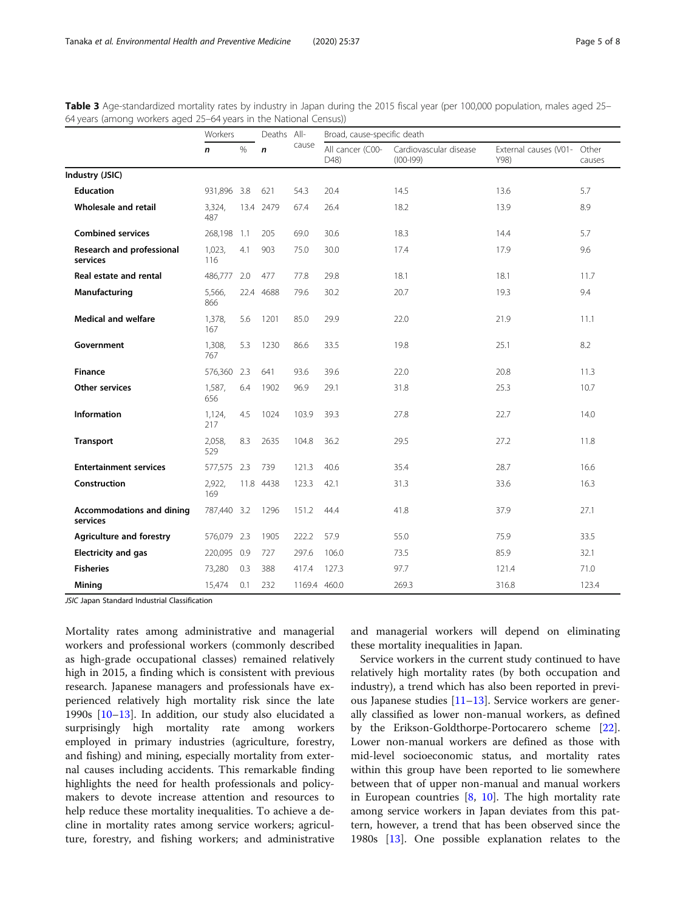**Table 3** Age-standardized mortality rates by industry in Japan during the 2015 fiscal year (per 100,000 population, males aged 25–64 years (among workers aged 25–64 years in the National Census))

| | Workers | | Deaths | All-cause | Broad, cause-specific death | | | |
|---|---|---|---|---|---|---|---|---|
| | *n* | % | *n* | | All cancer (C00-D48) | Cardiovascular disease (I00-I99) | External causes (V01-Y98) | Other causes |
| **Industry (JSIC)** | | | | | | | | |
| **Education** | 931,896 | 3.8 | 621 | 54.3 | 20.4 | 14.5 | 13.6 | 5.7 |
| **Wholesale and retail** | 3,324,487 | 13.4 | 2479 | 67.4 | 26.4 | 18.2 | 13.9 | 8.9 |
| **Combined services** | 268,198 | 1.1 | 205 | 69.0 | 30.6 | 18.3 | 14.4 | 5.7 |
| **Research and professional services** | 1,023,116 | 4.1 | 903 | 75.0 | 30.0 | 17.4 | 17.9 | 9.6 |
| **Real estate and rental** | 486,777 | 2.0 | 477 | 77.8 | 29.8 | 18.1 | 18.1 | 11.7 |
| **Manufacturing** | 5,566,866 | 22.4 | 4688 | 79.6 | 30.2 | 20.7 | 19.3 | 9.4 |
| **Medical and welfare** | 1,378,167 | 5.6 | 1201 | 85.0 | 29.9 | 22.0 | 21.9 | 11.1 |
| **Government** | 1,308,767 | 5.3 | 1230 | 86.6 | 33.5 | 19.8 | 25.1 | 8.2 |
| **Finance** | 576,360 | 2.3 | 641 | 93.6 | 39.6 | 22.0 | 20.8 | 11.3 |
| **Other services** | 1,587,656 | 6.4 | 1902 | 96.9 | 29.1 | 31.8 | 25.3 | 10.7 |
| **Information** | 1,124,217 | 4.5 | 1024 | 103.9 | 39.3 | 27.8 | 22.7 | 14.0 |
| **Transport** | 2,058,529 | 8.3 | 2635 | 104.8 | 36.2 | 29.5 | 27.2 | 11.8 |
| **Entertainment services** | 577,575 | 2.3 | 739 | 121.3 | 40.6 | 35.4 | 28.7 | 16.6 |
| **Construction** | 2,922,169 | 11.8 | 4438 | 123.3 | 42.1 | 31.3 | 33.6 | 16.3 |
| **Accommodations and dining services** | 787,440 | 3.2 | 1296 | 151.2 | 44.4 | 41.8 | 37.9 | 27.1 |
| **Agriculture and forestry** | 576,079 | 2.3 | 1905 | 222.2 | 57.9 | 55.0 | 75.9 | 33.5 |
| **Electricity and gas** | 220,095 | 0.9 | 727 | 297.6 | 106.0 | 73.5 | 85.9 | 32.1 |
| **Fisheries** | 73,280 | 0.3 | 388 | 417.4 | 127.3 | 97.7 | 121.4 | 71.0 |
| **Mining** | 15,474 | 0.1 | 232 | 1169.4 | 460.0 | 269.3 | 316.8 | 123.4 |

*JSIC* Japan Standard Industrial Classification

Mortality rates among administrative and managerial workers and professional workers (commonly described as high-grade occupational classes) remained relatively high in 2015, a finding which is consistent with previous research. Japanese managers and professionals have experienced relatively high mortality risk since the late 1990s [10–13]. In addition, our study also elucidated a surprisingly high mortality rate among workers employed in primary industries (agriculture, forestry, and fishing) and mining, especially mortality from external causes including accidents. This remarkable finding highlights the need for health professionals and policymakers to devote increase attention and resources to help reduce these mortality inequalities. To achieve a decline in mortality rates among service workers; agriculture, forestry, and fishing workers; and administrative and managerial workers will depend on eliminating these mortality inequalities in Japan.

Service workers in the current study continued to have relatively high mortality rates (by both occupation and industry), a trend which has also been reported in previous Japanese studies [11–13]. Service workers are generally classified as lower non-manual workers, as defined by the Erikson-Goldthorpe-Portocarero scheme [22]. Lower non-manual workers are defined as those with mid-level socioeconomic status, and mortality rates within this group have been reported to lie somewhere between that of upper non-manual and manual workers in European countries [8, 10]. The high mortality rate among service workers in Japan deviates from this pattern, however, a trend that has been observed since the 1980s [13]. One possible explanation relates to the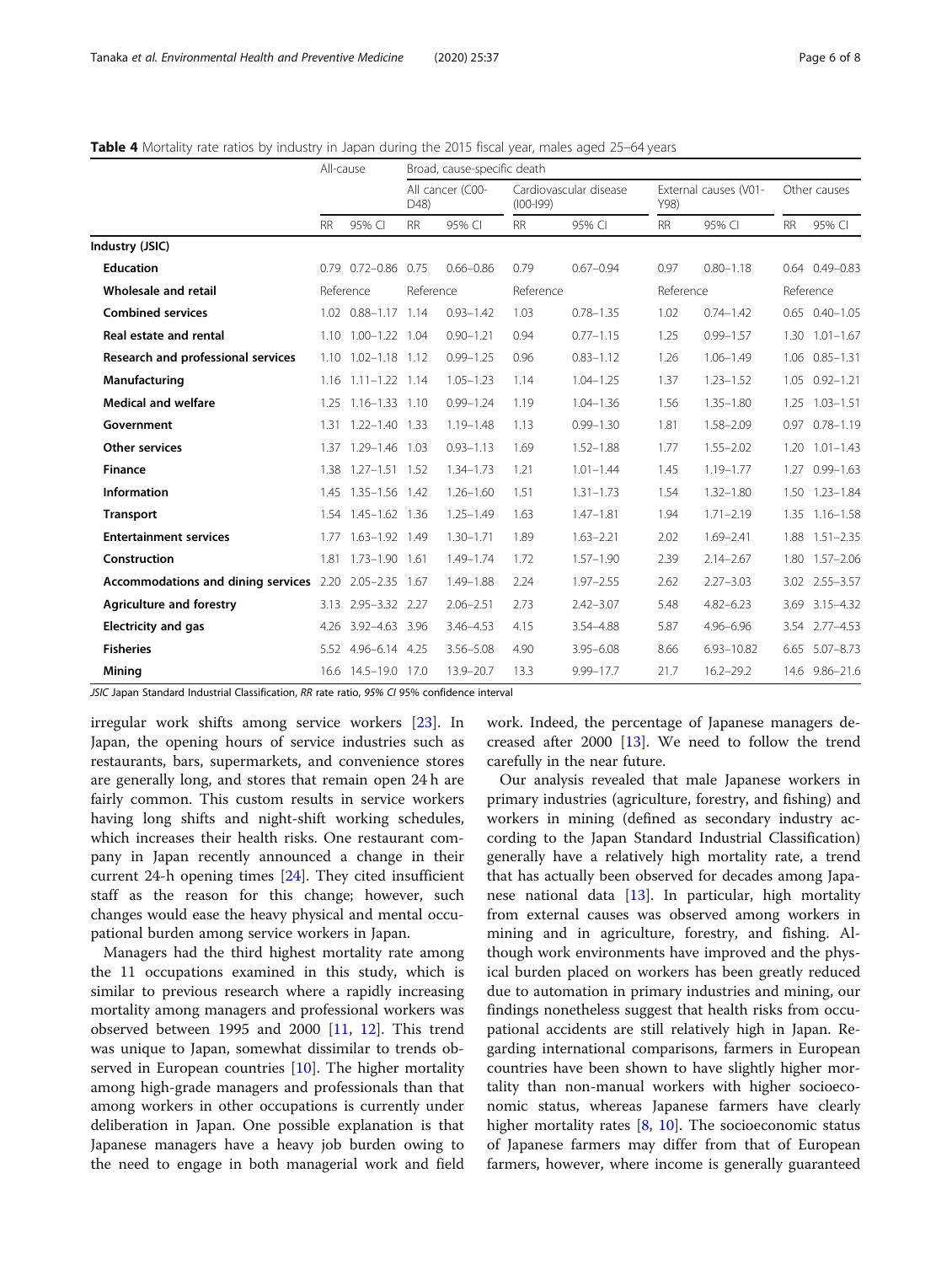**Table 4** Mortality rate ratios by industry in Japan during the 2015 fiscal year, males aged 25–64 years

| | All-cause | | Broad, cause-specific death | | | | | | | |
|---|---|---|---|---|---|---|---|---|---|---|
| | | | All cancer (C00-D48) | | Cardiovascular disease (I00-I99) | | External causes (V01-Y98) | | Other causes | |
| | RR | 95% CI | RR | 95% CI | RR | 95% CI | RR | 95% CI | RR | 95% CI |
| **Industry (JSIC)** | | | | | | | | | | |
| **Education** | 0.79 | 0.72–0.86 | 0.75 | 0.66–0.86 | 0.79 | 0.67–0.94 | 0.97 | 0.80–1.18 | 0.64 | 0.49–0.83 |
| **Wholesale and retail** | Reference | | Reference | | Reference | | Reference | | Reference | |
| **Combined services** | 1.02 | 0.88–1.17 | 1.14 | 0.93–1.42 | 1.03 | 0.78–1.35 | 1.02 | 0.74–1.42 | 0.65 | 0.40–1.05 |
| **Real estate and rental** | 1.10 | 1.00–1.22 | 1.04 | 0.90–1.21 | 0.94 | 0.77–1.15 | 1.25 | 0.99–1.57 | 1.30 | 1.01–1.67 |
| **Research and professional services** | 1.10 | 1.02–1.18 | 1.12 | 0.99–1.25 | 0.96 | 0.83–1.12 | 1.26 | 1.06–1.49 | 1.06 | 0.85–1.31 |
| **Manufacturing** | 1.16 | 1.11–1.22 | 1.14 | 1.05–1.23 | 1.14 | 1.04–1.25 | 1.37 | 1.23–1.52 | 1.05 | 0.92–1.21 |
| **Medical and welfare** | 1.25 | 1.16–1.33 | 1.10 | 0.99–1.24 | 1.19 | 1.04–1.36 | 1.56 | 1.35–1.80 | 1.25 | 1.03–1.51 |
| **Government** | 1.31 | 1.22–1.40 | 1.33 | 1.19–1.48 | 1.13 | 0.99–1.30 | 1.81 | 1.58–2.09 | 0.97 | 0.78–1.19 |
| **Other services** | 1.37 | 1.29–1.46 | 1.03 | 0.93–1.13 | 1.69 | 1.52–1.88 | 1.77 | 1.55–2.02 | 1.20 | 1.01–1.43 |
| **Finance** | 1.38 | 1.27–1.51 | 1.52 | 1.34–1.73 | 1.21 | 1.01–1.44 | 1.45 | 1.19–1.77 | 1.27 | 0.99–1.63 |
| **Information** | 1.45 | 1.35–1.56 | 1.42 | 1.26–1.60 | 1.51 | 1.31–1.73 | 1.54 | 1.32–1.80 | 1.50 | 1.23–1.84 |
| **Transport** | 1.54 | 1.45–1.62 | 1.36 | 1.25–1.49 | 1.63 | 1.47–1.81 | 1.94 | 1.71–2.19 | 1.35 | 1.16–1.58 |
| **Entertainment services** | 1.77 | 1.63–1.92 | 1.49 | 1.30–1.71 | 1.89 | 1.63–2.21 | 2.02 | 1.69–2.41 | 1.88 | 1.51–2.35 |
| **Construction** | 1.81 | 1.73–1.90 | 1.61 | 1.49–1.74 | 1.72 | 1.57–1.90 | 2.39 | 2.14–2.67 | 1.80 | 1.57–2.06 |
| **Accommodations and dining services** | 2.20 | 2.05–2.35 | 1.67 | 1.49–1.88 | 2.24 | 1.97–2.55 | 2.62 | 2.27–3.03 | 3.02 | 2.55–3.57 |
| **Agriculture and forestry** | 3.13 | 2.95–3.32 | 2.27 | 2.06–2.51 | 2.73 | 2.42–3.07 | 5.48 | 4.82–6.23 | 3.69 | 3.15–4.32 |
| **Electricity and gas** | 4.26 | 3.92–4.63 | 3.96 | 3.46–4.53 | 4.15 | 3.54–4.88 | 5.87 | 4.96–6.96 | 3.54 | 2.77–4.53 |
| **Fisheries** | 5.52 | 4.96–6.14 | 4.25 | 3.56–5.08 | 4.90 | 3.95–6.08 | 8.66 | 6.93–10.82 | 6.65 | 5.07–8.73 |
| **Mining** | 16.6 | 14.5–19.0 | 17.0 | 13.9–20.7 | 13.3 | 9.99–17.7 | 21.7 | 16.2–29.2 | 14.6 | 9.86–21.6 |

*JSIC* Japan Standard Industrial Classification, *RR* rate ratio, *95% CI* 95% confidence interval

irregular work shifts among service workers [23]. In Japan, the opening hours of service industries such as restaurants, bars, supermarkets, and convenience stores are generally long, and stores that remain open 24 h are fairly common. This custom results in service workers having long shifts and night-shift working schedules, which increases their health risks. One restaurant company in Japan recently announced a change in their current 24-h opening times [24]. They cited insufficient staff as the reason for this change; however, such changes would ease the heavy physical and mental occupational burden among service workers in Japan.

Managers had the third highest mortality rate among the 11 occupations examined in this study, which is similar to previous research where a rapidly increasing mortality among managers and professional workers was observed between 1995 and 2000 [11, 12]. This trend was unique to Japan, somewhat dissimilar to trends observed in European countries [10]. The higher mortality among high-grade managers and professionals than that among workers in other occupations is currently under deliberation in Japan. One possible explanation is that Japanese managers have a heavy job burden owing to the need to engage in both managerial work and field work. Indeed, the percentage of Japanese managers decreased after 2000 [13]. We need to follow the trend carefully in the near future.

Our analysis revealed that male Japanese workers in primary industries (agriculture, forestry, and fishing) and workers in mining (defined as secondary industry according to the Japan Standard Industrial Classification) generally have a relatively high mortality rate, a trend that has actually been observed for decades among Japanese national data [13]. In particular, high mortality from external causes was observed among workers in mining and in agriculture, forestry, and fishing. Although work environments have improved and the physical burden placed on workers has been greatly reduced due to automation in primary industries and mining, our findings nonetheless suggest that health risks from occupational accidents are still relatively high in Japan. Regarding international comparisons, farmers in European countries have been shown to have slightly higher mortality than non-manual workers with higher socioeconomic status, whereas Japanese farmers have clearly higher mortality rates [8, 10]. The socioeconomic status of Japanese farmers may differ from that of European farmers, however, where income is generally guaranteed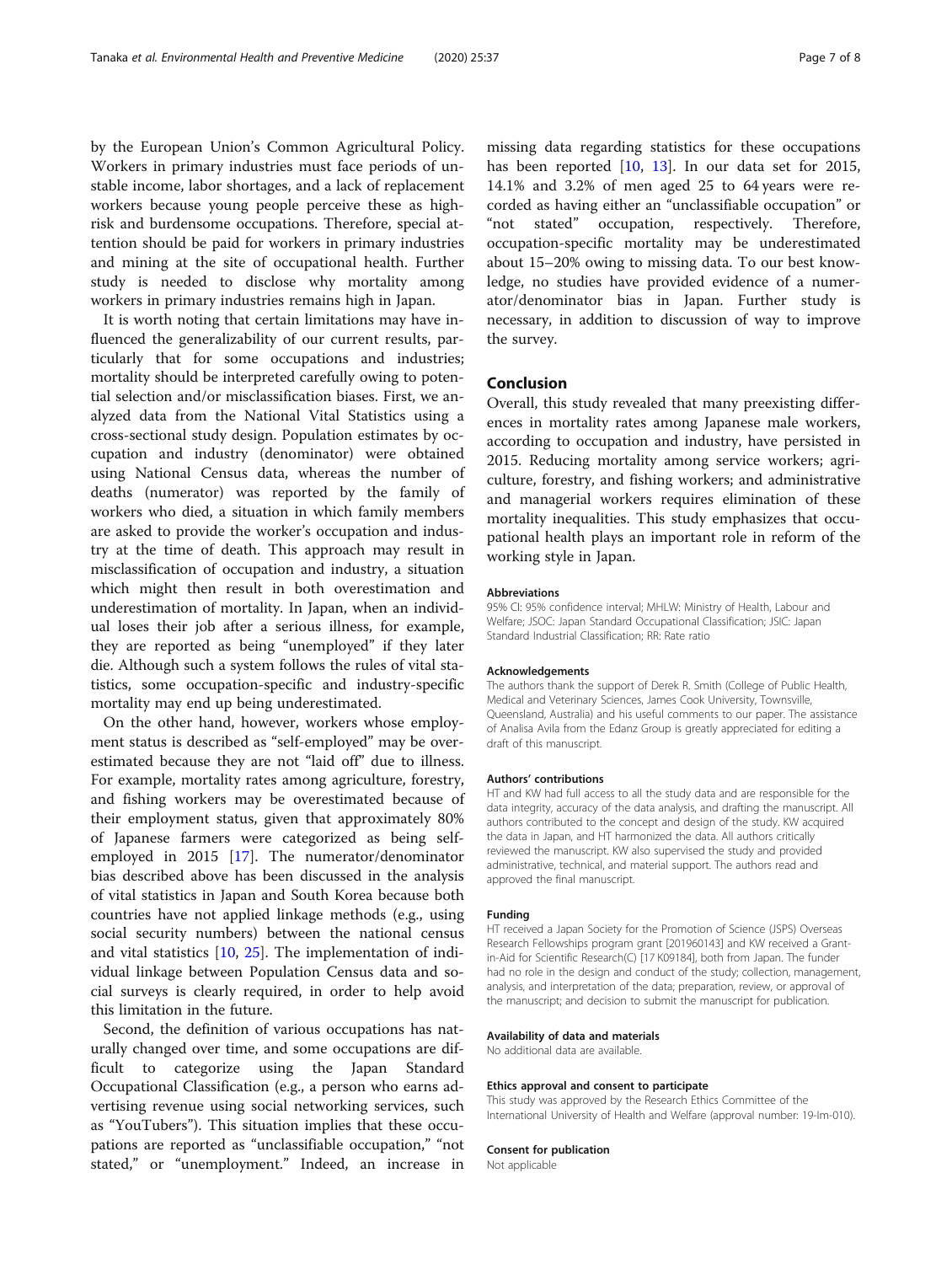by the European Union's Common Agricultural Policy. Workers in primary industries must face periods of unstable income, labor shortages, and a lack of replacement workers because young people perceive these as high-risk and burdensome occupations. Therefore, special attention should be paid for workers in primary industries and mining at the site of occupational health. Further study is needed to disclose why mortality among workers in primary industries remains high in Japan.

It is worth noting that certain limitations may have influenced the generalizability of our current results, particularly that for some occupations and industries; mortality should be interpreted carefully owing to potential selection and/or misclassification biases. First, we analyzed data from the National Vital Statistics using a cross-sectional study design. Population estimates by occupation and industry (denominator) were obtained using National Census data, whereas the number of deaths (numerator) was reported by the family of workers who died, a situation in which family members are asked to provide the worker's occupation and industry at the time of death. This approach may result in misclassification of occupation and industry, a situation which might then result in both overestimation and underestimation of mortality. In Japan, when an individual loses their job after a serious illness, for example, they are reported as being "unemployed" if they later die. Although such a system follows the rules of vital statistics, some occupation-specific and industry-specific mortality may end up being underestimated.

On the other hand, however, workers whose employment status is described as "self-employed" may be overestimated because they are not "laid off" due to illness. For example, mortality rates among agriculture, forestry, and fishing workers may be overestimated because of their employment status, given that approximately 80% of Japanese farmers were categorized as being self-employed in 2015 [17]. The numerator/denominator bias described above has been discussed in the analysis of vital statistics in Japan and South Korea because both countries have not applied linkage methods (e.g., using social security numbers) between the national census and vital statistics [10, 25]. The implementation of individual linkage between Population Census data and social surveys is clearly required, in order to help avoid this limitation in the future.

Second, the definition of various occupations has naturally changed over time, and some occupations are difficult to categorize using the Japan Standard Occupational Classification (e.g., a person who earns advertising revenue using social networking services, such as "YouTubers"). This situation implies that these occupations are reported as "unclassifiable occupation," "not stated," or "unemployment." Indeed, an increase in missing data regarding statistics for these occupations has been reported [10, 13]. In our data set for 2015, 14.1% and 3.2% of men aged 25 to 64 years were recorded as having either an "unclassifiable occupation" or "not stated" occupation, respectively. Therefore, occupation-specific mortality may be underestimated about 15–20% owing to missing data. To our best knowledge, no studies have provided evidence of a numerator/denominator bias in Japan. Further study is necessary, in addition to discussion of way to improve the survey.

## Conclusion

Overall, this study revealed that many preexisting differences in mortality rates among Japanese male workers, according to occupation and industry, have persisted in 2015. Reducing mortality among service workers; agriculture, forestry, and fishing workers; and administrative and managerial workers requires elimination of these mortality inequalities. This study emphasizes that occupational health plays an important role in reform of the working style in Japan.

#### Abbreviations

95% CI: 95% confidence interval; MHLW: Ministry of Health, Labour and Welfare; JSOC: Japan Standard Occupational Classification; JSIC: Japan Standard Industrial Classification; RR: Rate ratio

#### Acknowledgements

The authors thank the support of Derek R. Smith (College of Public Health, Medical and Veterinary Sciences, James Cook University, Townsville, Queensland, Australia) and his useful comments to our paper. The assistance of Analisa Avila from the Edanz Group is greatly appreciated for editing a draft of this manuscript.

#### Authors' contributions

HT and KW had full access to all the study data and are responsible for the data integrity, accuracy of the data analysis, and drafting the manuscript. All authors contributed to the concept and design of the study. KW acquired the data in Japan, and HT harmonized the data. All authors critically reviewed the manuscript. KW also supervised the study and provided administrative, technical, and material support. The authors read and approved the final manuscript.

#### Funding

HT received a Japan Society for the Promotion of Science (JSPS) Overseas Research Fellowships program grant [201960143] and KW received a Grant-in-Aid for Scientific Research(C) [17 K09184], both from Japan. The funder had no role in the design and conduct of the study; collection, management, analysis, and interpretation of the data; preparation, review, or approval of the manuscript; and decision to submit the manuscript for publication.

#### Availability of data and materials

No additional data are available.

#### Ethics approval and consent to participate

This study was approved by the Research Ethics Committee of the International University of Health and Welfare (approval number: 19-Im-010).

#### Consent for publication

Not applicable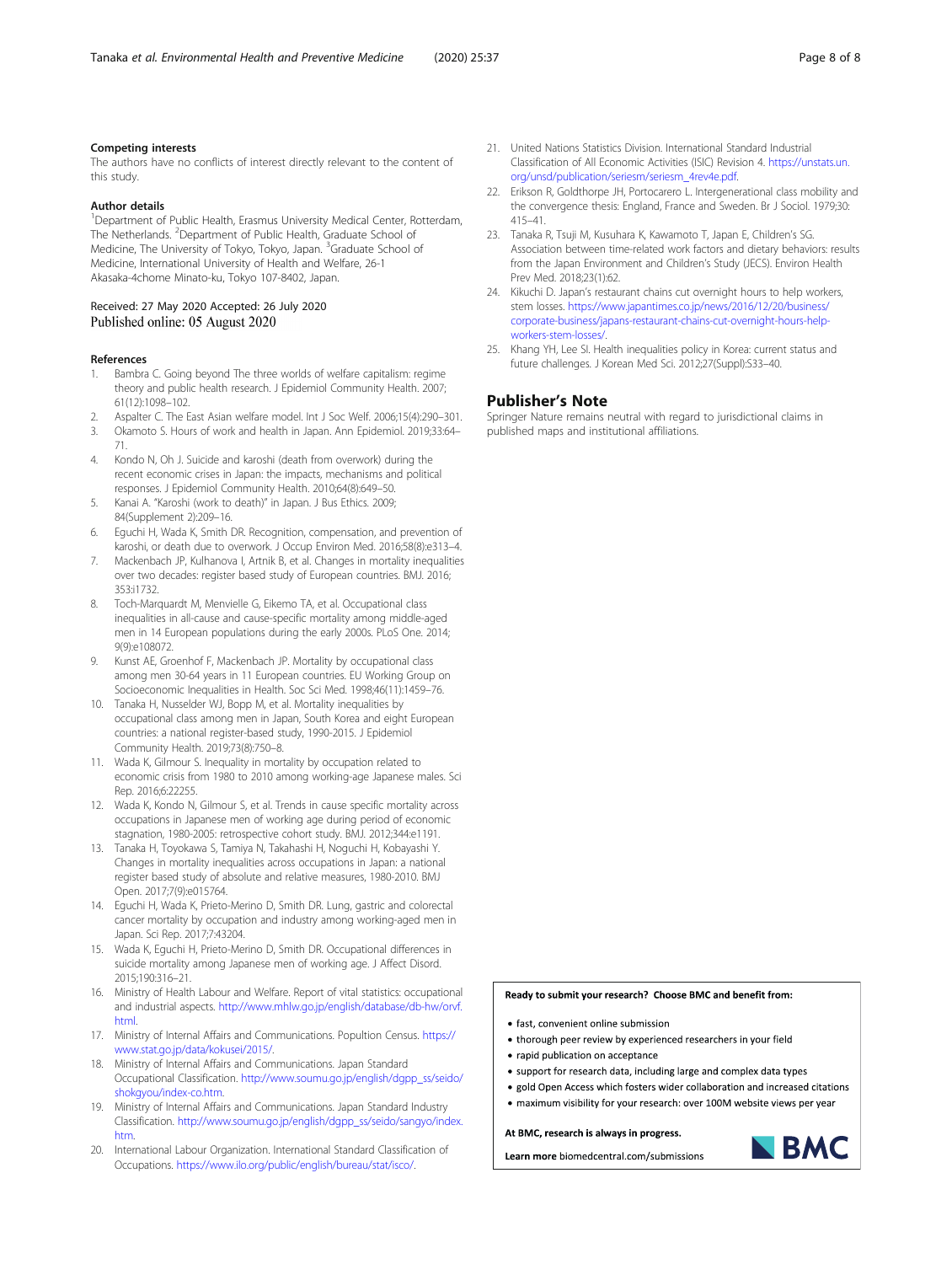### Competing interests

The authors have no conflicts of interest directly relevant to the content of this study.

### Author details

[1]Department of Public Health, Erasmus University Medical Center, Rotterdam, The Netherlands. [2]Department of Public Health, Graduate School of Medicine, The University of Tokyo, Tokyo, Japan. [3]Graduate School of Medicine, International University of Health and Welfare, 26-1 Akasaka-4chome Minato-ku, Tokyo 107-8402, Japan.

Received: 27 May 2020 Accepted: 26 July 2020
Published online: 05 August 2020

### References

1. Bambra C. Going beyond The three worlds of welfare capitalism: regime theory and public health research. J Epidemiol Community Health. 2007; 61(12):1098–102.
2. Aspalter C. The East Asian welfare model. Int J Soc Welf. 2006;15(4):290–301.
3. Okamoto S. Hours of work and health in Japan. Ann Epidemiol. 2019;33:64–71.
4. Kondo N, Oh J. Suicide and karoshi (death from overwork) during the recent economic crises in Japan: the impacts, mechanisms and political responses. J Epidemiol Community Health. 2010;64(8):649–50.
5. Kanai A. "Karoshi (work to death)" in Japan. J Bus Ethics. 2009; 84(Supplement 2):209–16.
6. Eguchi H, Wada K, Smith DR. Recognition, compensation, and prevention of karoshi, or death due to overwork. J Occup Environ Med. 2016;58(8):e313–4.
7. Mackenbach JP, Kulhanova I, Artnik B, et al. Changes in mortality inequalities over two decades: register based study of European countries. BMJ. 2016; 353:i1732.
8. Toch-Marquardt M, Menvielle G, Eikemo TA, et al. Occupational class inequalities in all-cause and cause-specific mortality among middle-aged men in 14 European populations during the early 2000s. PLoS One. 2014; 9(9):e108072.
9. Kunst AE, Groenhof F, Mackenbach JP. Mortality by occupational class among men 30-64 years in 11 European countries. EU Working Group on Socioeconomic Inequalities in Health. Soc Sci Med. 1998;46(11):1459–76.
10. Tanaka H, Nusselder WJ, Bopp M, et al. Mortality inequalities by occupational class among men in Japan, South Korea and eight European countries: a national register-based study, 1990-2015. J Epidemiol Community Health. 2019;73(8):750–8.
11. Wada K, Gilmour S. Inequality in mortality by occupation related to economic crisis from 1980 to 2010 among working-age Japanese males. Sci Rep. 2016;6:22255.
12. Wada K, Kondo N, Gilmour S, et al. Trends in cause specific mortality across occupations in Japanese men of working age during period of economic stagnation, 1980-2005: retrospective cohort study. BMJ. 2012;344:e1191.
13. Tanaka H, Toyokawa S, Tamiya N, Takahashi H, Noguchi H, Kobayashi Y. Changes in mortality inequalities across occupations in Japan: a national register based study of absolute and relative measures, 1980-2010. BMJ Open. 2017;7(9):e015764.
14. Eguchi H, Wada K, Prieto-Merino D, Smith DR. Lung, gastric and colorectal cancer mortality by occupation and industry among working-aged men in Japan. Sci Rep. 2017;7:43204.
15. Wada K, Eguchi H, Prieto-Merino D, Smith DR. Occupational differences in suicide mortality among Japanese men of working age. J Affect Disord. 2015;190:316–21.
16. Ministry of Health Labour and Welfare. Report of vital statistics: occupational and industrial aspects. http://www.mhlw.go.jp/english/database/db-hw/orvf.html.
17. Ministry of Internal Affairs and Communications. Popultion Census. https://www.stat.go.jp/data/kokusei/2015/.
18. Ministry of Internal Affairs and Communications. Japan Standard Occupational Classification. http://www.soumu.go.jp/english/dgpp_ss/seido/shokgyou/index-co.htm.
19. Ministry of Internal Affairs and Communications. Japan Standard Industry Classification. http://www.soumu.go.jp/english/dgpp_ss/seido/sangyo/index.htm.
20. International Labour Organization. International Standard Classification of Occupations. https://www.ilo.org/public/english/bureau/stat/isco/.
21. United Nations Statistics Division. International Standard Industrial Classification of All Economic Activities (ISIC) Revision 4. https://unstats.un.org/unsd/publication/seriesm/seriesm_4rev4e.pdf.
22. Erikson R, Goldthorpe JH, Portocarero L. Intergenerational class mobility and the convergence thesis: England, France and Sweden. Br J Sociol. 1979;30: 415–41.
23. Tanaka R, Tsuji M, Kusuhara K, Kawamoto T, Japan E, Children's SG. Association between time-related work factors and dietary behaviors: results from the Japan Environment and Children's Study (JECS). Environ Health Prev Med. 2018;23(1):62.
24. Kikuchi D. Japan's restaurant chains cut overnight hours to help workers, stem losses. https://www.japantimes.co.jp/news/2016/12/20/business/corporate-business/japans-restaurant-chains-cut-overnight-hours-help-workers-stem-losses/.
25. Khang YH, Lee SI. Health inequalities policy in Korea: current status and future challenges. J Korean Med Sci. 2012;27(Suppl):S33–40.

## Publisher's Note

Springer Nature remains neutral with regard to jurisdictional claims in published maps and institutional affiliations.

**Ready to submit your research? Choose BMC and benefit from:**

- fast, convenient online submission
- thorough peer review by experienced researchers in your field
- rapid publication on acceptance
- support for research data, including large and complex data types
- gold Open Access which fosters wider collaboration and increased citations
- maximum visibility for your research: over 100M website views per year

**At BMC, research is always in progress.**

**Learn more** biomedcentral.com/submissions

BMC